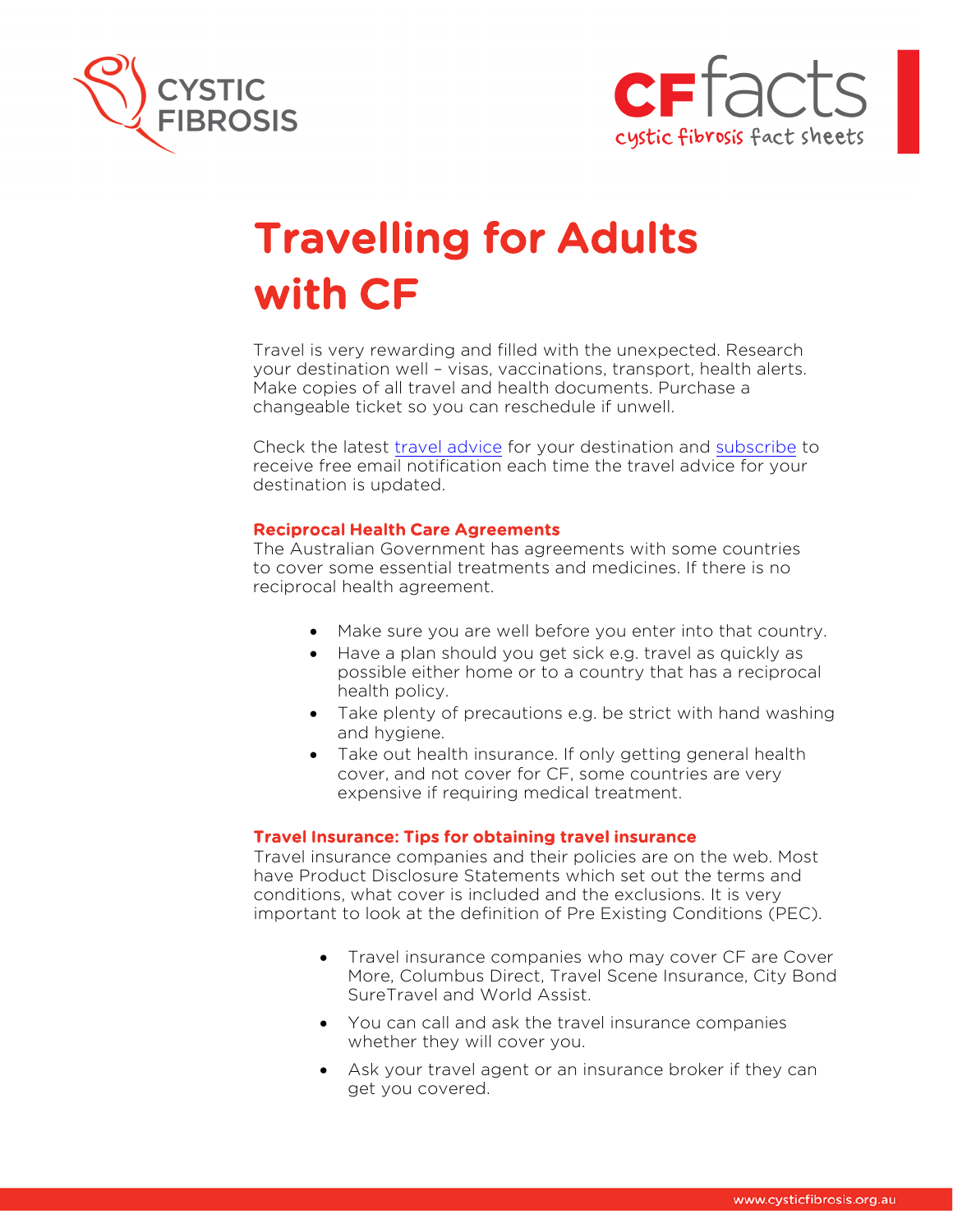# Travelling for Adults with CF

Travel is very rewarding and filled with the unexpected. Research your destination well – visas, vaccinations, transport, health alerts. Make copies of all travel and health documents. Purchase a changeable ticket so you can reschedule if unwell.

Check the latest travel advice for your destination and subscribe to receive free email notification each time the travel advice for your destination is updated.

## Reciprocal Health Care Agreements

The Australian Government has agreements with some countries to cover some essential treatments and medicines. If there is no reciprocal health agreement.

- Make sure you are well before you enter into that country.
- Have a plan should you get sick e.g. travel as quickly as possible either home or to a country that has a reciprocal health policy.
- Take plenty of precautions e.g. be strict with hand washing and hygiene.
- Take out health insurance. If only getting general health cover, and not cover for CF, some countries are very expensive if requiring medical treatment.

## Travel Insurance: Tips for obtaining travel insurance

Travel insurance companies and their policies are on the web. Most have Product Disclosure Statements which set out the terms and conditions, what cover is included and the exclusions. It is very important to look at the definition of Pre Existing Conditions (PEC).

- Travel insurance companies who may cover CF are Cover More, Columbus Direct, Travel Scene Insurance, City Bond SureTravel and World Assist.
- You can call and ask the travel insurance companies whether they will cover you.
- Ask your travel agent or an insurance broker if they can get you covered.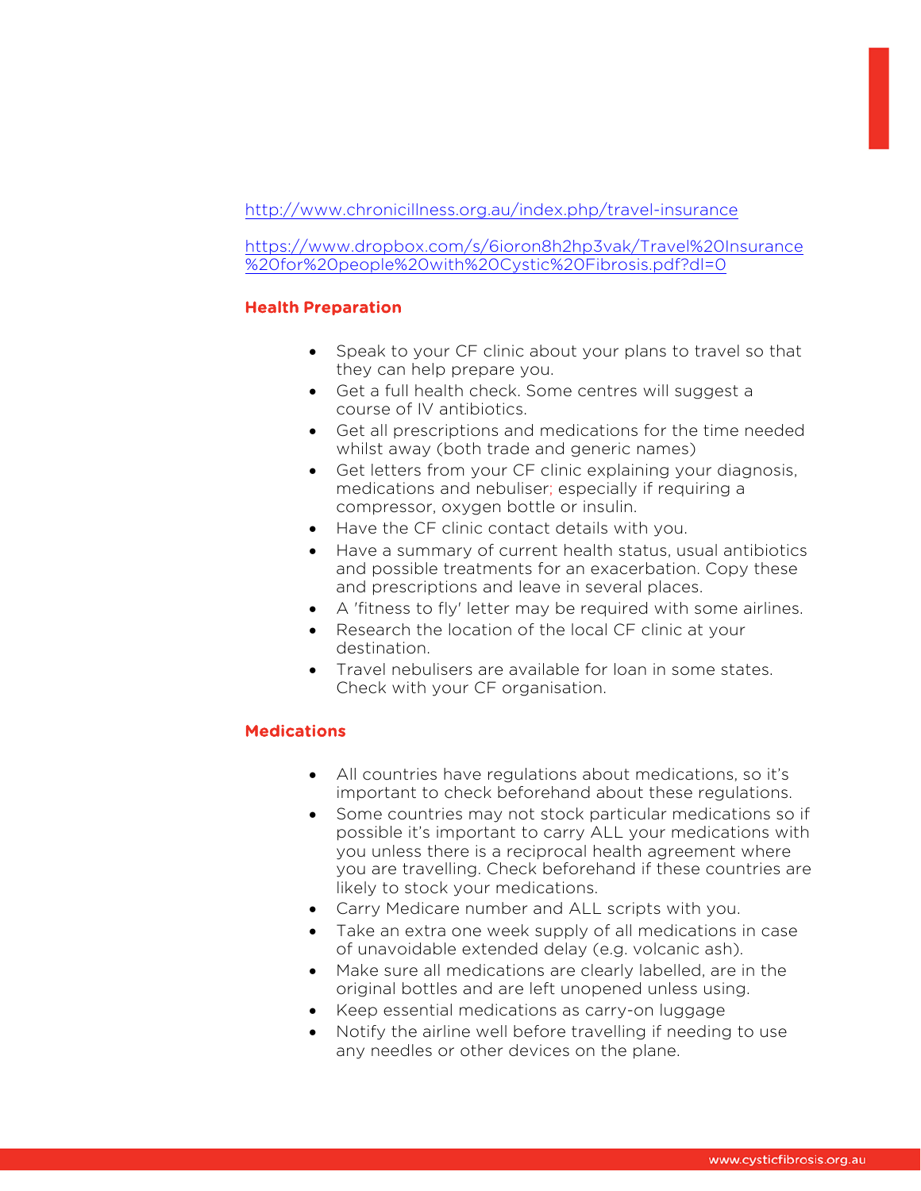http://www.chronicillness.org.au/index.php/travel-insurance

https://www.dropbox.com/s/6ioron8h2hp3vak/Travel%20Insurance%20for%20people%20with%20Cystic%20Fibrosis.pdf?dl=0

## Health Preparation

- Speak to your CF clinic about your plans to travel so that they can help prepare you.
- Get a full health check. Some centres will suggest a course of IV antibiotics.
- Get all prescriptions and medications for the time needed whilst away (both trade and generic names)
- Get letters from your CF clinic explaining your diagnosis, medications and nebuliser; especially if requiring a compressor, oxygen bottle or insulin.
- Have the CF clinic contact details with you.
- Have a summary of current health status, usual antibiotics and possible treatments for an exacerbation. Copy these and prescriptions and leave in several places.
- A 'fitness to fly' letter may be required with some airlines.
- Research the location of the local CF clinic at your destination.
- Travel nebulisers are available for loan in some states. Check with your CF organisation.

## Medications

- All countries have regulations about medications, so it's important to check beforehand about these regulations.
- Some countries may not stock particular medications so if possible it's important to carry ALL your medications with you unless there is a reciprocal health agreement where you are travelling. Check beforehand if these countries are likely to stock your medications.
- Carry Medicare number and ALL scripts with you.
- Take an extra one week supply of all medications in case of unavoidable extended delay (e.g. volcanic ash).
- Make sure all medications are clearly labelled, are in the original bottles and are left unopened unless using.
- Keep essential medications as carry-on luggage
- Notify the airline well before travelling if needing to use any needles or other devices on the plane.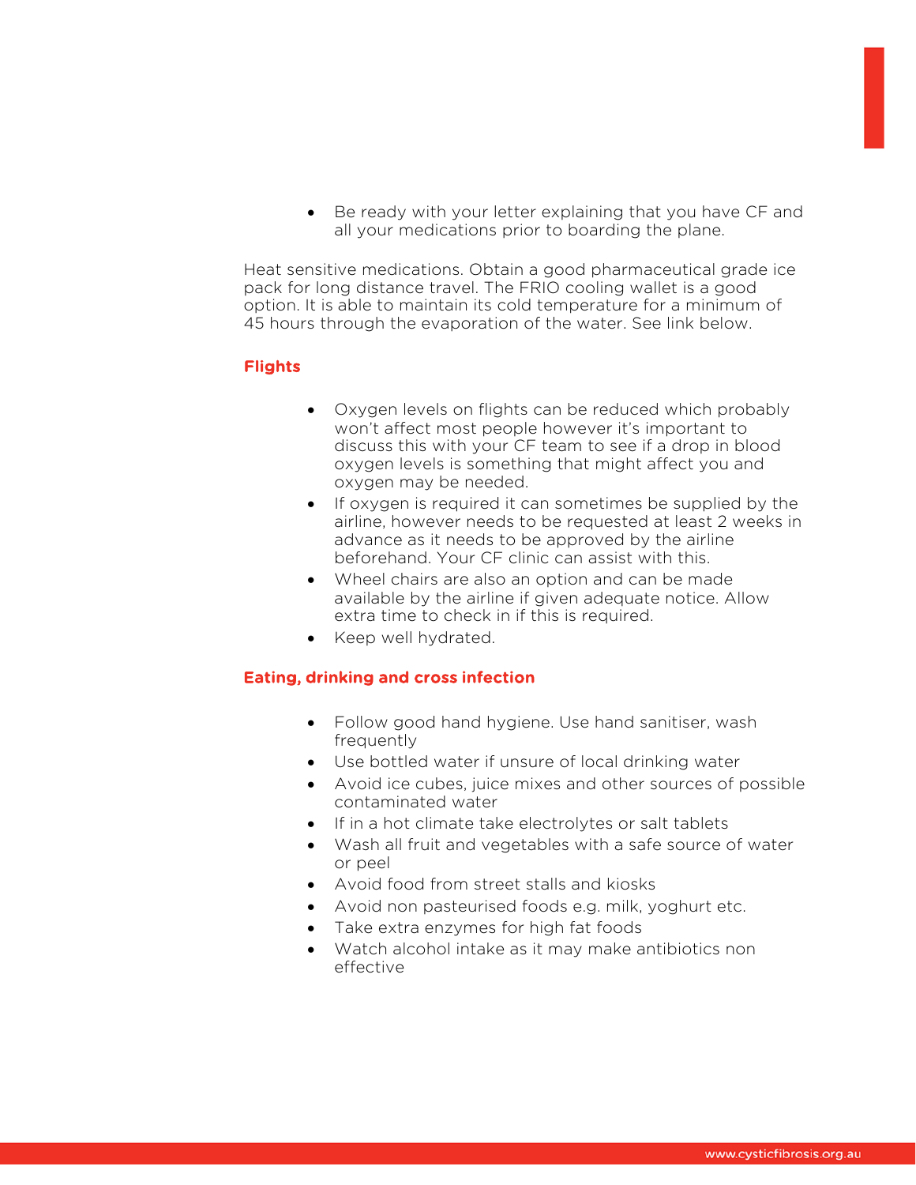- Be ready with your letter explaining that you have CF and all your medications prior to boarding the plane.

Heat sensitive medications. Obtain a good pharmaceutical grade ice pack for long distance travel. The FRIO cooling wallet is a good option. It is able to maintain its cold temperature for a minimum of 45 hours through the evaporation of the water. See link below.

## Flights

- Oxygen levels on flights can be reduced which probably won't affect most people however it's important to discuss this with your CF team to see if a drop in blood oxygen levels is something that might affect you and oxygen may be needed.
- If oxygen is required it can sometimes be supplied by the airline, however needs to be requested at least 2 weeks in advance as it needs to be approved by the airline beforehand. Your CF clinic can assist with this.
- Wheel chairs are also an option and can be made available by the airline if given adequate notice. Allow extra time to check in if this is required.
- Keep well hydrated.

## Eating, drinking and cross infection

- Follow good hand hygiene. Use hand sanitiser, wash frequently
- Use bottled water if unsure of local drinking water
- Avoid ice cubes, juice mixes and other sources of possible contaminated water
- If in a hot climate take electrolytes or salt tablets
- Wash all fruit and vegetables with a safe source of water or peel
- Avoid food from street stalls and kiosks
- Avoid non pasteurised foods e.g. milk, yoghurt etc.
- Take extra enzymes for high fat foods
- Watch alcohol intake as it may make antibiotics non effective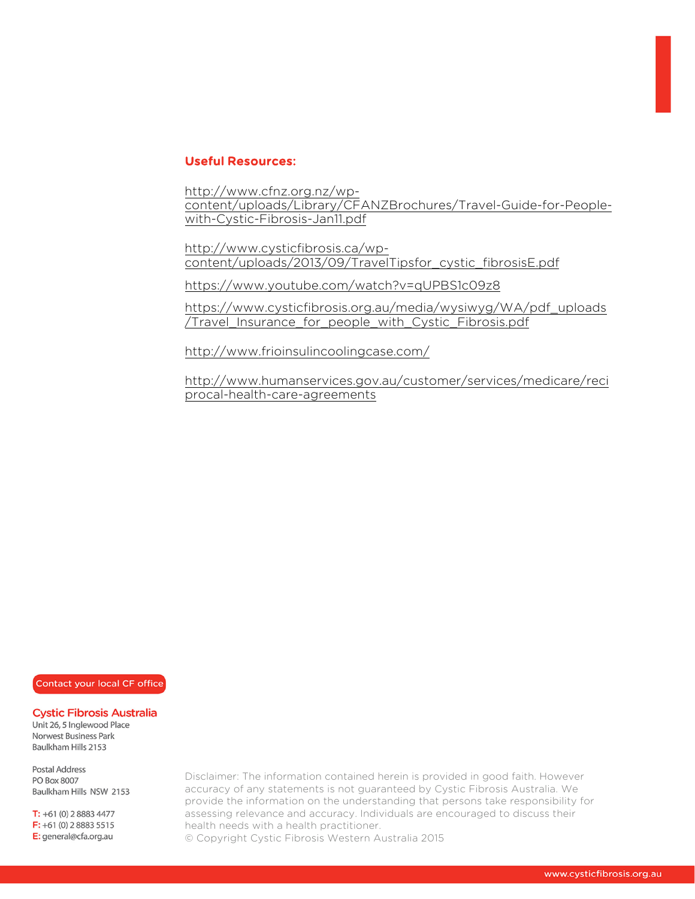**Useful Resources:**

http://www.cfnz.org.nz/wp-content/uploads/Library/CFANZBrochures/Travel-Guide-for-People-with-Cystic-Fibrosis-Jan11.pdf

http://www.cysticfibrosis.ca/wp-content/uploads/2013/09/TravelTipsfor_cystic_fibrosisE.pdf

https://www.youtube.com/watch?v=qUPBS1c09z8

https://www.cysticfibrosis.org.au/media/wysiwyg/WA/pdf_uploads/Travel_Insurance_for_people_with_Cystic_Fibrosis.pdf

http://www.frioinsulincoolingcase.com/

http://www.humanservices.gov.au/customer/services/medicare/reciprocal-health-care-agreements

Contact your local CF office

**Cystic Fibrosis Australia**
Unit 26, 5 Inglewood Place
Norwest Business Park
Baulkham Hills 2153

Postal Address
PO Box 8007
Baulkham Hills NSW 2153

**T:** +61 (0) 2 8883 4477
**F:** +61 (0) 2 8883 5515
**E:** general@cfa.org.au

Disclaimer: The information contained herein is provided in good faith. However accuracy of any statements is not guaranteed by Cystic Fibrosis Australia. We provide the information on the understanding that persons take responsibility for assessing relevance and accuracy. Individuals are encouraged to discuss their health needs with a health practitioner.
© Copyright Cystic Fibrosis Western Australia 2015

www.cysticfibrosis.org.au